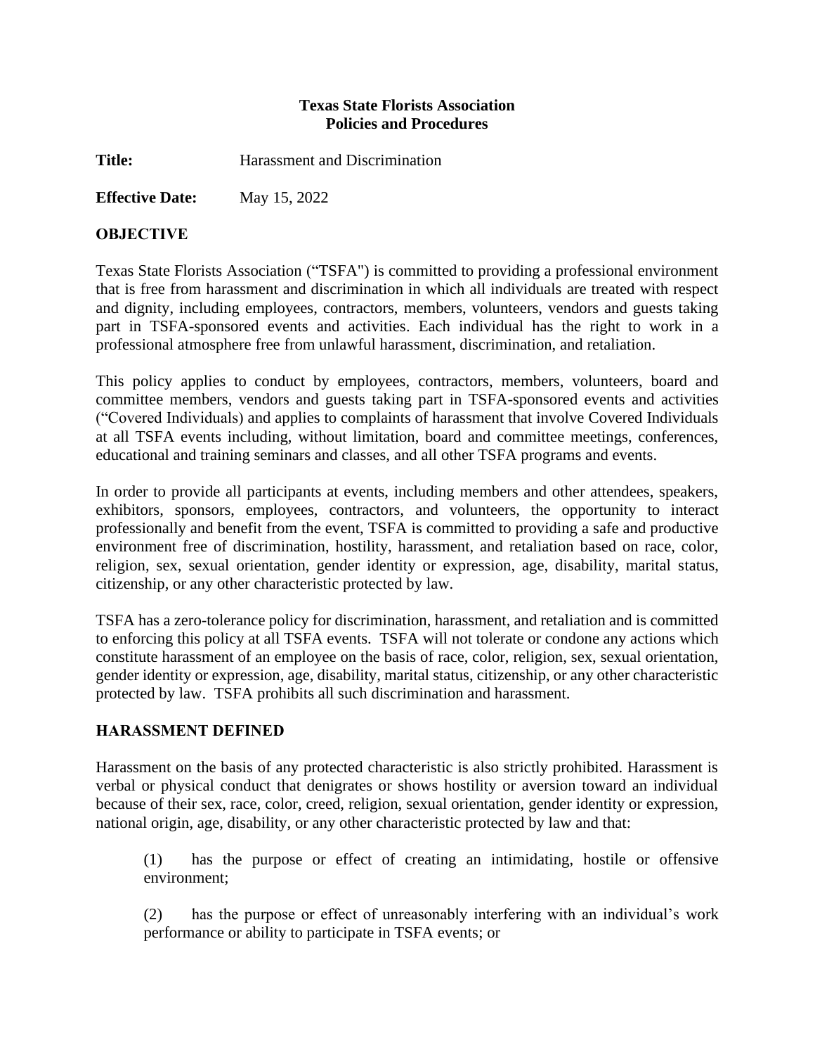**Texas State Florists Association**
**Policies and Procedures**

**Title:** Harassment and Discrimination

**Effective Date:** May 15, 2022

## OBJECTIVE

Texas State Florists Association ("TSFA") is committed to providing a professional environment that is free from harassment and discrimination in which all individuals are treated with respect and dignity, including employees, contractors, members, volunteers, vendors and guests taking part in TSFA-sponsored events and activities. Each individual has the right to work in a professional atmosphere free from unlawful harassment, discrimination, and retaliation.

This policy applies to conduct by employees, contractors, members, volunteers, board and committee members, vendors and guests taking part in TSFA-sponsored events and activities ("Covered Individuals) and applies to complaints of harassment that involve Covered Individuals at all TSFA events including, without limitation, board and committee meetings, conferences, educational and training seminars and classes, and all other TSFA programs and events.

In order to provide all participants at events, including members and other attendees, speakers, exhibitors, sponsors, employees, contractors, and volunteers, the opportunity to interact professionally and benefit from the event, TSFA is committed to providing a safe and productive environment free of discrimination, hostility, harassment, and retaliation based on race, color, religion, sex, sexual orientation, gender identity or expression, age, disability, marital status, citizenship, or any other characteristic protected by law.

TSFA has a zero-tolerance policy for discrimination, harassment, and retaliation and is committed to enforcing this policy at all TSFA events. TSFA will not tolerate or condone any actions which constitute harassment of an employee on the basis of race, color, religion, sex, sexual orientation, gender identity or expression, age, disability, marital status, citizenship, or any other characteristic protected by law. TSFA prohibits all such discrimination and harassment.

## HARASSMENT DEFINED

Harassment on the basis of any protected characteristic is also strictly prohibited. Harassment is verbal or physical conduct that denigrates or shows hostility or aversion toward an individual because of their sex, race, color, creed, religion, sexual orientation, gender identity or expression, national origin, age, disability, or any other characteristic protected by law and that:

(1) has the purpose or effect of creating an intimidating, hostile or offensive environment;

(2) has the purpose or effect of unreasonably interfering with an individual's work performance or ability to participate in TSFA events; or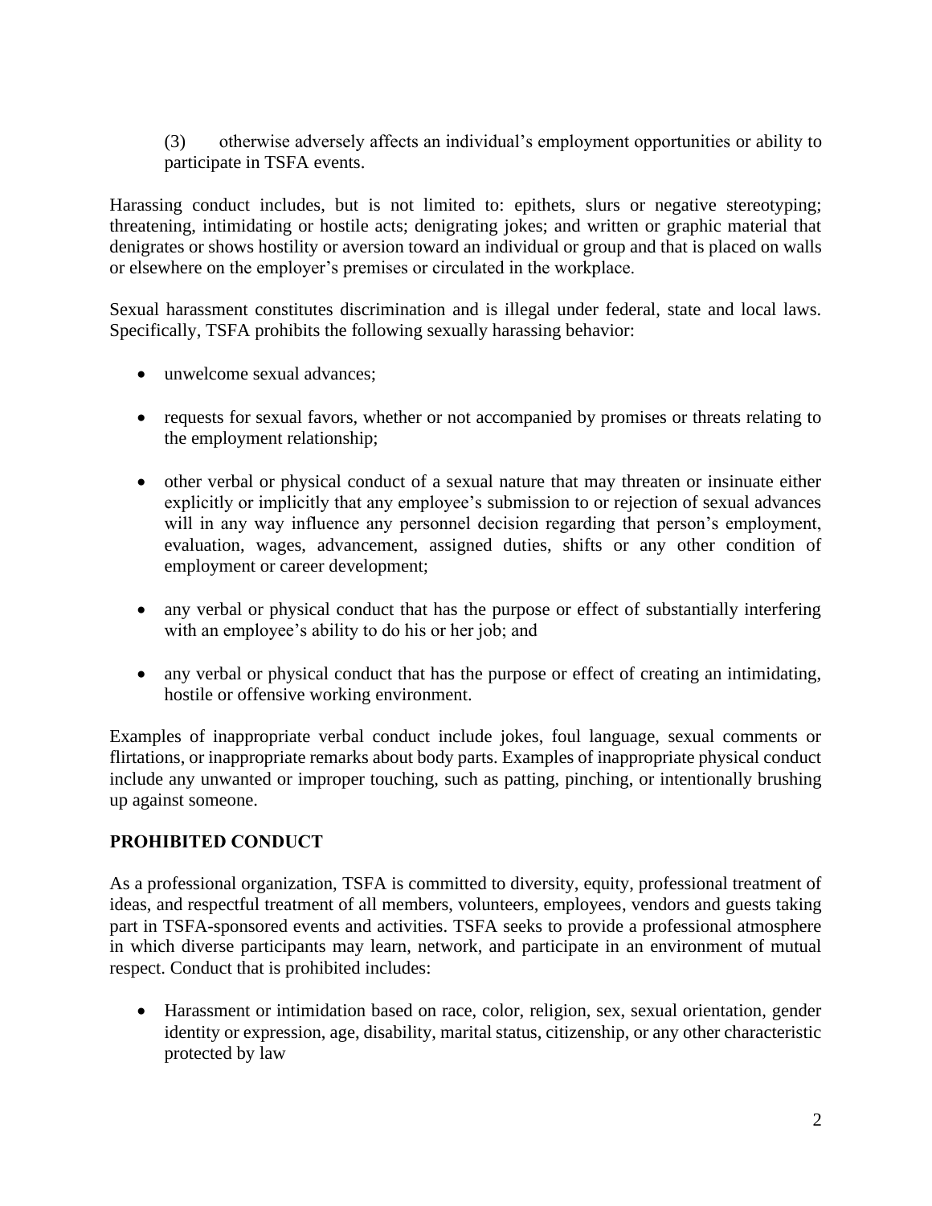(3) otherwise adversely affects an individual's employment opportunities or ability to participate in TSFA events.

Harassing conduct includes, but is not limited to: epithets, slurs or negative stereotyping; threatening, intimidating or hostile acts; denigrating jokes; and written or graphic material that denigrates or shows hostility or aversion toward an individual or group and that is placed on walls or elsewhere on the employer's premises or circulated in the workplace.

Sexual harassment constitutes discrimination and is illegal under federal, state and local laws. Specifically, TSFA prohibits the following sexually harassing behavior:

- unwelcome sexual advances;
- requests for sexual favors, whether or not accompanied by promises or threats relating to the employment relationship;
- other verbal or physical conduct of a sexual nature that may threaten or insinuate either explicitly or implicitly that any employee's submission to or rejection of sexual advances will in any way influence any personnel decision regarding that person's employment, evaluation, wages, advancement, assigned duties, shifts or any other condition of employment or career development;
- any verbal or physical conduct that has the purpose or effect of substantially interfering with an employee's ability to do his or her job; and
- any verbal or physical conduct that has the purpose or effect of creating an intimidating, hostile or offensive working environment.

Examples of inappropriate verbal conduct include jokes, foul language, sexual comments or flirtations, or inappropriate remarks about body parts. Examples of inappropriate physical conduct include any unwanted or improper touching, such as patting, pinching, or intentionally brushing up against someone.

## PROHIBITED CONDUCT

As a professional organization, TSFA is committed to diversity, equity, professional treatment of ideas, and respectful treatment of all members, volunteers, employees, vendors and guests taking part in TSFA-sponsored events and activities. TSFA seeks to provide a professional atmosphere in which diverse participants may learn, network, and participate in an environment of mutual respect. Conduct that is prohibited includes:

- Harassment or intimidation based on race, color, religion, sex, sexual orientation, gender identity or expression, age, disability, marital status, citizenship, or any other characteristic protected by law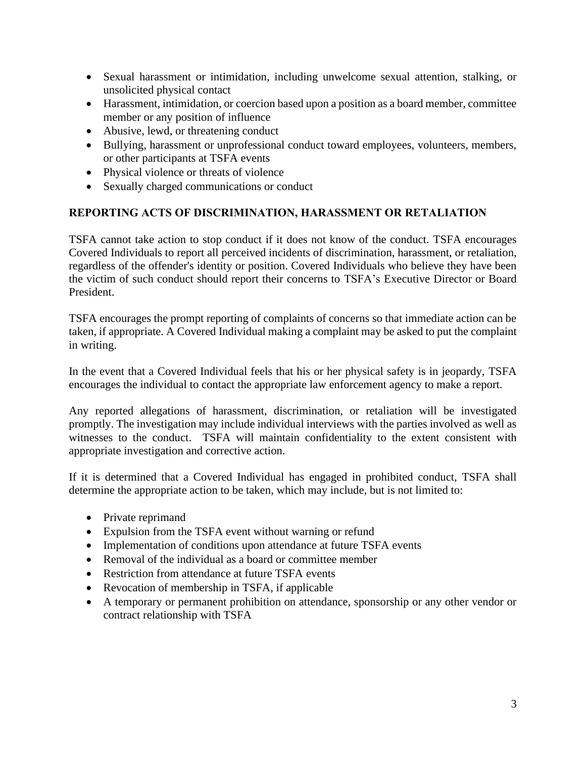- Sexual harassment or intimidation, including unwelcome sexual attention, stalking, or unsolicited physical contact
- Harassment, intimidation, or coercion based upon a position as a board member, committee member or any position of influence
- Abusive, lewd, or threatening conduct
- Bullying, harassment or unprofessional conduct toward employees, volunteers, members, or other participants at TSFA events
- Physical violence or threats of violence
- Sexually charged communications or conduct

## REPORTING ACTS OF DISCRIMINATION, HARASSMENT OR RETALIATION

TSFA cannot take action to stop conduct if it does not know of the conduct. TSFA encourages Covered Individuals to report all perceived incidents of discrimination, harassment, or retaliation, regardless of the offender's identity or position. Covered Individuals who believe they have been the victim of such conduct should report their concerns to TSFA's Executive Director or Board President.

TSFA encourages the prompt reporting of complaints of concerns so that immediate action can be taken, if appropriate. A Covered Individual making a complaint may be asked to put the complaint in writing.

In the event that a Covered Individual feels that his or her physical safety is in jeopardy, TSFA encourages the individual to contact the appropriate law enforcement agency to make a report.

Any reported allegations of harassment, discrimination, or retaliation will be investigated promptly. The investigation may include individual interviews with the parties involved as well as witnesses to the conduct. TSFA will maintain confidentiality to the extent consistent with appropriate investigation and corrective action.

If it is determined that a Covered Individual has engaged in prohibited conduct, TSFA shall determine the appropriate action to be taken, which may include, but is not limited to:

- Private reprimand
- Expulsion from the TSFA event without warning or refund
- Implementation of conditions upon attendance at future TSFA events
- Removal of the individual as a board or committee member
- Restriction from attendance at future TSFA events
- Revocation of membership in TSFA, if applicable
- A temporary or permanent prohibition on attendance, sponsorship or any other vendor or contract relationship with TSFA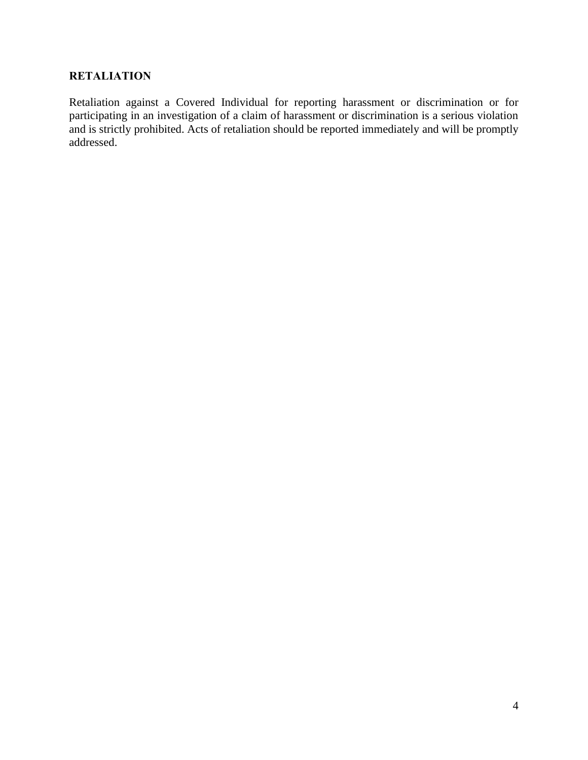## RETALIATION

Retaliation against a Covered Individual for reporting harassment or discrimination or for participating in an investigation of a claim of harassment or discrimination is a serious violation and is strictly prohibited. Acts of retaliation should be reported immediately and will be promptly addressed.